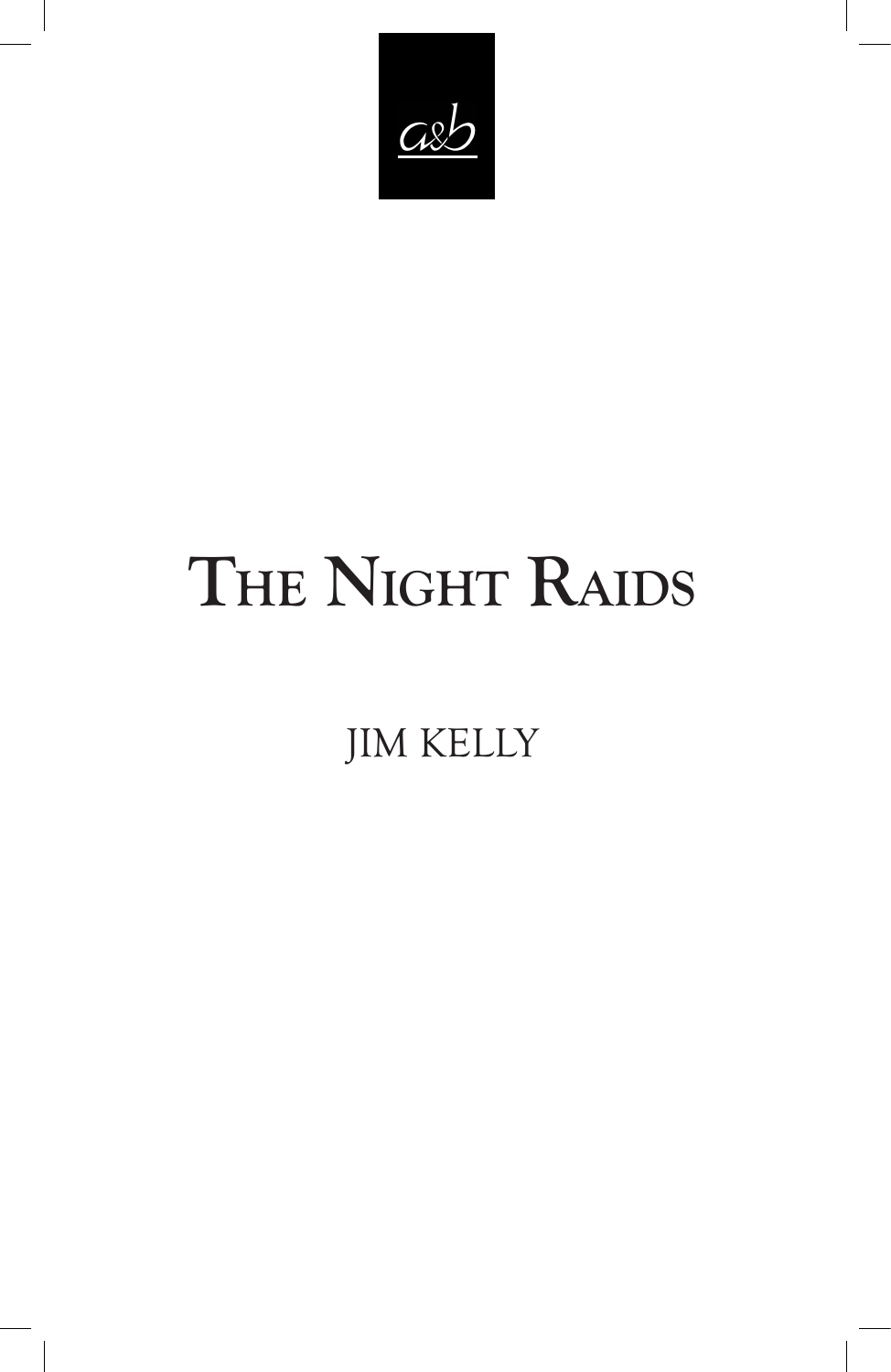a&b

# The Night Raids

JIM KELLY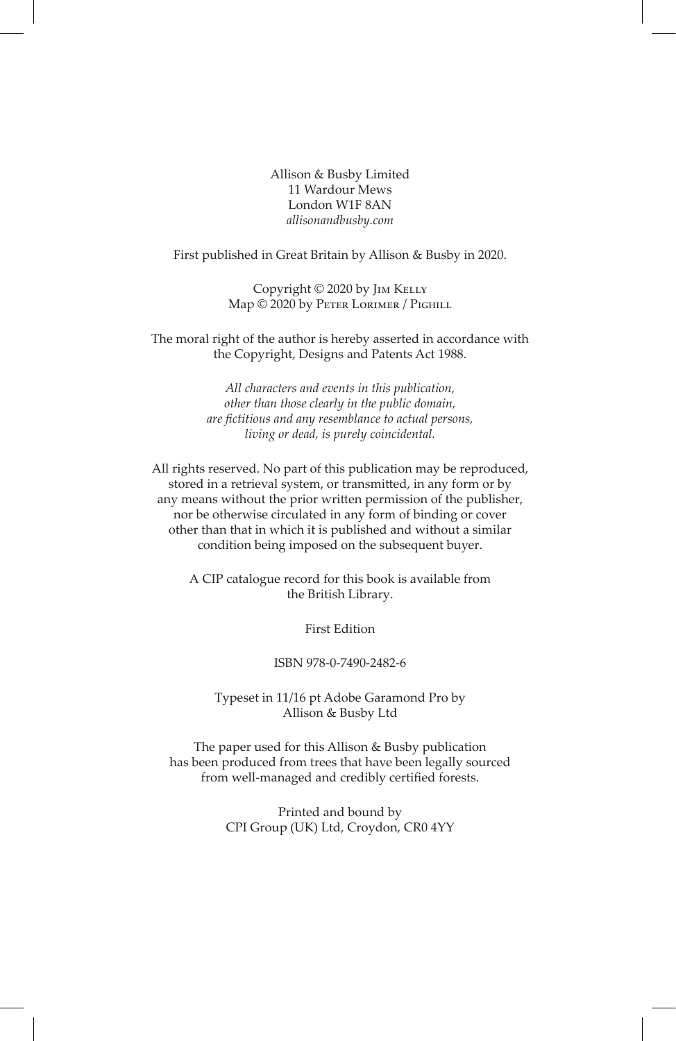Allison & Busby Limited
11 Wardour Mews
London W1F 8AN
*allisonandbusby.com*

First published in Great Britain by Allison & Busby in 2020.

Copyright © 2020 by Jim Kelly
Map © 2020 by Peter Lorimer / Pighill

The moral right of the author is hereby asserted in accordance with the Copyright, Designs and Patents Act 1988.

*All characters and events in this publication, other than those clearly in the public domain, are fictitious and any resemblance to actual persons, living or dead, is purely coincidental.*

All rights reserved. No part of this publication may be reproduced, stored in a retrieval system, or transmitted, in any form or by any means without the prior written permission of the publisher, nor be otherwise circulated in any form of binding or cover other than that in which it is published and without a similar condition being imposed on the subsequent buyer.

A CIP catalogue record for this book is available from the British Library.

First Edition

ISBN 978-0-7490-2482-6

Typeset in 11/16 pt Adobe Garamond Pro by Allison & Busby Ltd

The paper used for this Allison & Busby publication has been produced from trees that have been legally sourced from well-managed and credibly certified forests.

Printed and bound by
CPI Group (UK) Ltd, Croydon, CR0 4YY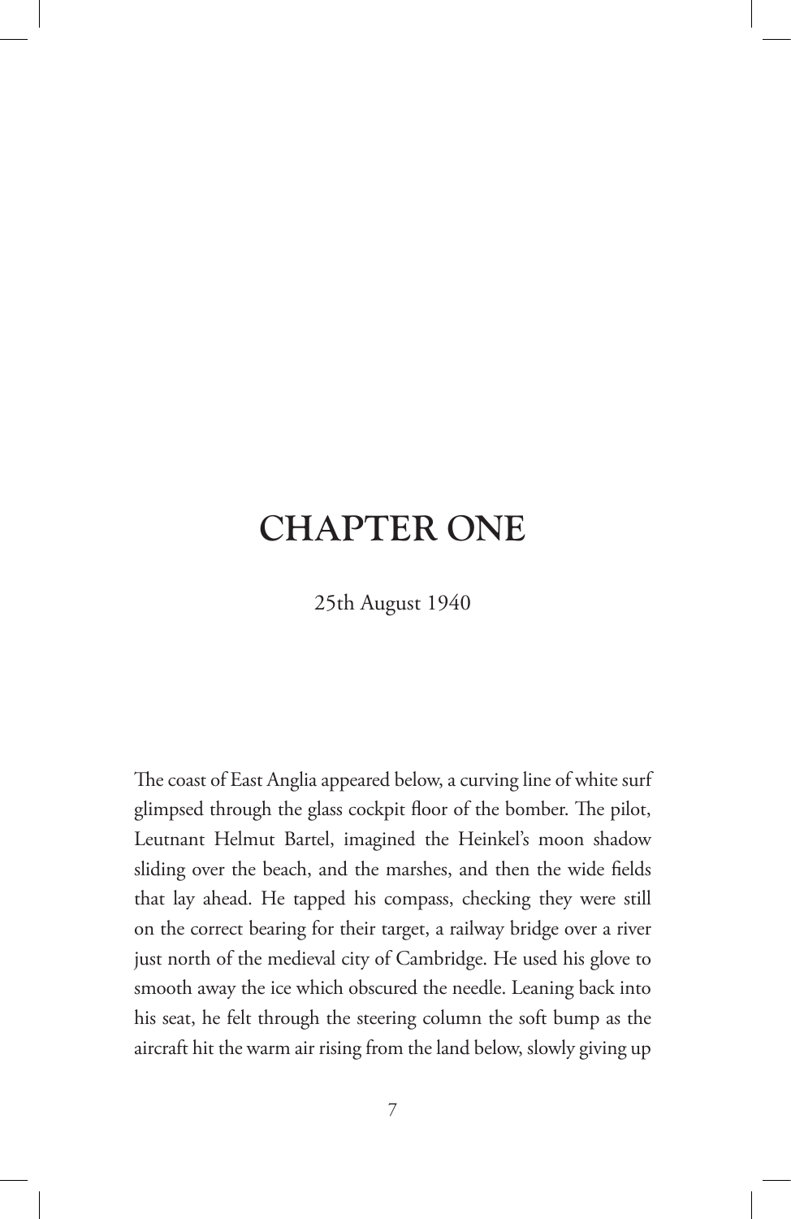# CHAPTER ONE

25th August 1940

The coast of East Anglia appeared below, a curving line of white surf glimpsed through the glass cockpit floor of the bomber. The pilot, Leutnant Helmut Bartel, imagined the Heinkel's moon shadow sliding over the beach, and the marshes, and then the wide fields that lay ahead. He tapped his compass, checking they were still on the correct bearing for their target, a railway bridge over a river just north of the medieval city of Cambridge. He used his glove to smooth away the ice which obscured the needle. Leaning back into his seat, he felt through the steering column the soft bump as the aircraft hit the warm air rising from the land below, slowly giving up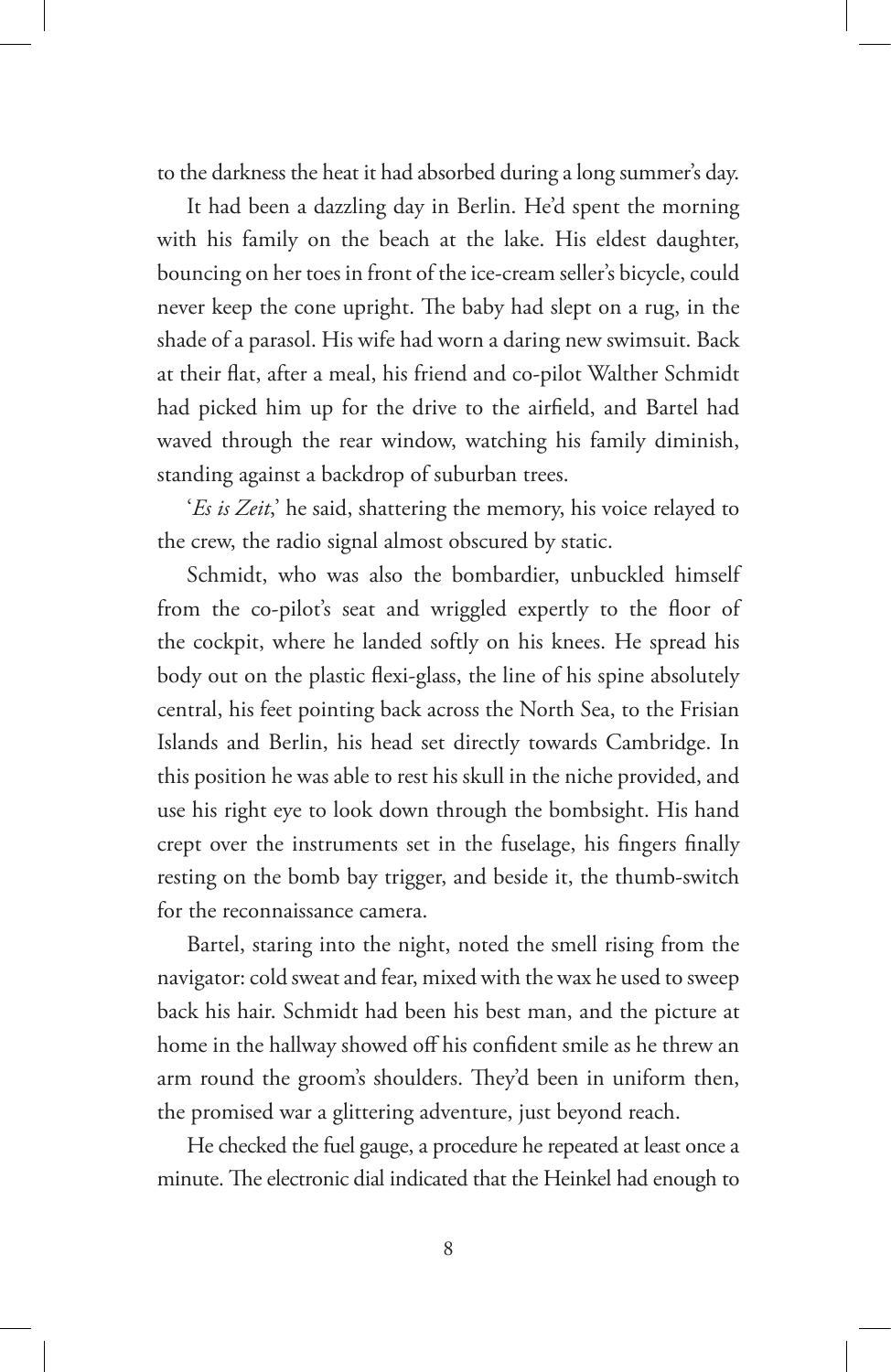to the darkness the heat it had absorbed during a long summer's day.

It had been a dazzling day in Berlin. He'd spent the morning with his family on the beach at the lake. His eldest daughter, bouncing on her toes in front of the ice-cream seller's bicycle, could never keep the cone upright. The baby had slept on a rug, in the shade of a parasol. His wife had worn a daring new swimsuit. Back at their flat, after a meal, his friend and co-pilot Walther Schmidt had picked him up for the drive to the airfield, and Bartel had waved through the rear window, watching his family diminish, standing against a backdrop of suburban trees.

'*Es is Zeit*,' he said, shattering the memory, his voice relayed to the crew, the radio signal almost obscured by static.

Schmidt, who was also the bombardier, unbuckled himself from the co-pilot's seat and wriggled expertly to the floor of the cockpit, where he landed softly on his knees. He spread his body out on the plastic flexi-glass, the line of his spine absolutely central, his feet pointing back across the North Sea, to the Frisian Islands and Berlin, his head set directly towards Cambridge. In this position he was able to rest his skull in the niche provided, and use his right eye to look down through the bombsight. His hand crept over the instruments set in the fuselage, his fingers finally resting on the bomb bay trigger, and beside it, the thumb-switch for the reconnaissance camera.

Bartel, staring into the night, noted the smell rising from the navigator: cold sweat and fear, mixed with the wax he used to sweep back his hair. Schmidt had been his best man, and the picture at home in the hallway showed off his confident smile as he threw an arm round the groom's shoulders. They'd been in uniform then, the promised war a glittering adventure, just beyond reach.

He checked the fuel gauge, a procedure he repeated at least once a minute. The electronic dial indicated that the Heinkel had enough to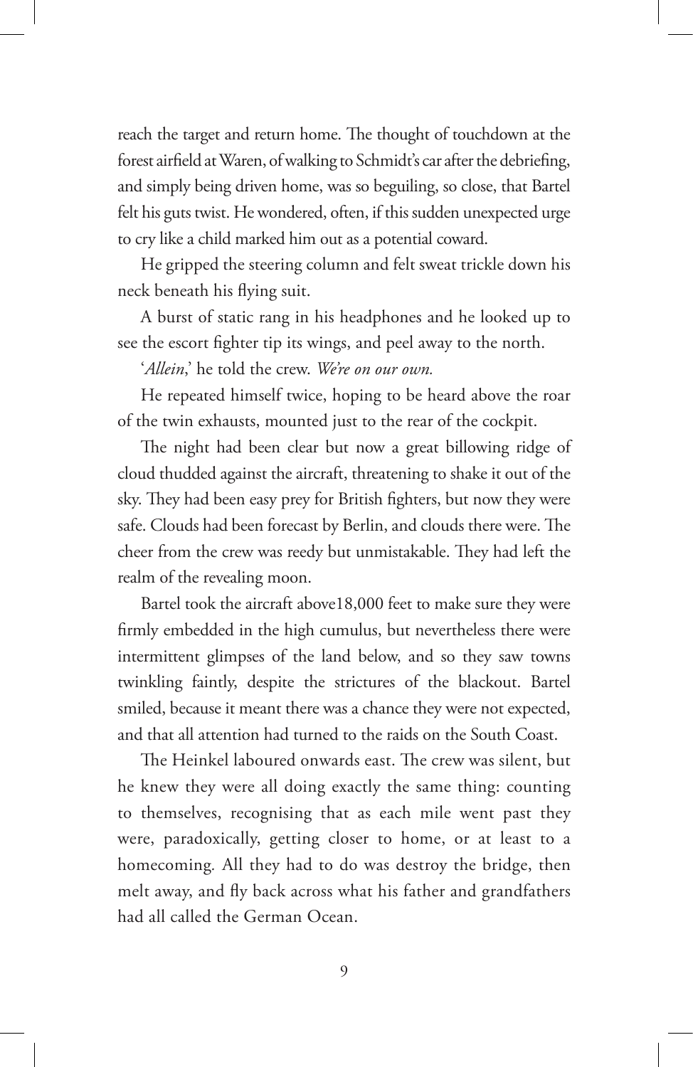reach the target and return home. The thought of touchdown at the forest airfield at Waren, of walking to Schmidt's car after the debriefing, and simply being driven home, was so beguiling, so close, that Bartel felt his guts twist. He wondered, often, if this sudden unexpected urge to cry like a child marked him out as a potential coward.

He gripped the steering column and felt sweat trickle down his neck beneath his flying suit.

A burst of static rang in his headphones and he looked up to see the escort fighter tip its wings, and peel away to the north.

'*Allein*,' he told the crew. *We're on our own.*

He repeated himself twice, hoping to be heard above the roar of the twin exhausts, mounted just to the rear of the cockpit.

The night had been clear but now a great billowing ridge of cloud thudded against the aircraft, threatening to shake it out of the sky. They had been easy prey for British fighters, but now they were safe. Clouds had been forecast by Berlin, and clouds there were. The cheer from the crew was reedy but unmistakable. They had left the realm of the revealing moon.

Bartel took the aircraft above18,000 feet to make sure they were firmly embedded in the high cumulus, but nevertheless there were intermittent glimpses of the land below, and so they saw towns twinkling faintly, despite the strictures of the blackout. Bartel smiled, because it meant there was a chance they were not expected, and that all attention had turned to the raids on the South Coast.

The Heinkel laboured onwards east. The crew was silent, but he knew they were all doing exactly the same thing: counting to themselves, recognising that as each mile went past they were, paradoxically, getting closer to home, or at least to a homecoming. All they had to do was destroy the bridge, then melt away, and fly back across what his father and grandfathers had all called the German Ocean.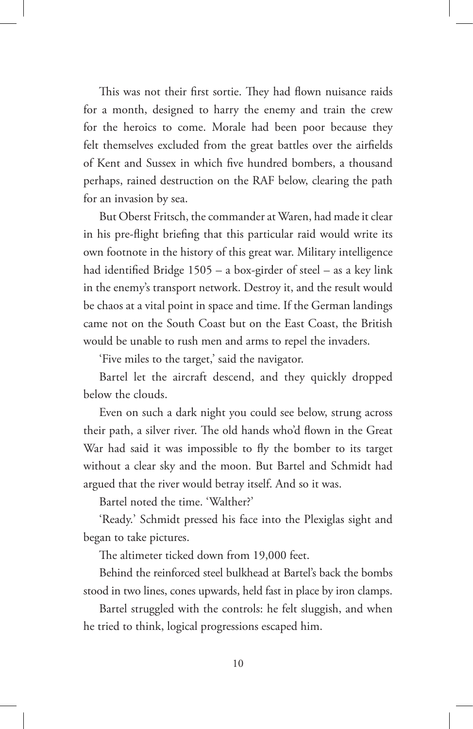This was not their first sortie. They had flown nuisance raids for a month, designed to harry the enemy and train the crew for the heroics to come. Morale had been poor because they felt themselves excluded from the great battles over the airfields of Kent and Sussex in which five hundred bombers, a thousand perhaps, rained destruction on the RAF below, clearing the path for an invasion by sea.

But Oberst Fritsch, the commander at Waren, had made it clear in his pre-flight briefing that this particular raid would write its own footnote in the history of this great war. Military intelligence had identified Bridge 1505 – a box-girder of steel – as a key link in the enemy's transport network. Destroy it, and the result would be chaos at a vital point in space and time. If the German landings came not on the South Coast but on the East Coast, the British would be unable to rush men and arms to repel the invaders.

'Five miles to the target,' said the navigator.

Bartel let the aircraft descend, and they quickly dropped below the clouds.

Even on such a dark night you could see below, strung across their path, a silver river. The old hands who'd flown in the Great War had said it was impossible to fly the bomber to its target without a clear sky and the moon. But Bartel and Schmidt had argued that the river would betray itself. And so it was.

Bartel noted the time. 'Walther?'

'Ready.' Schmidt pressed his face into the Plexiglas sight and began to take pictures.

The altimeter ticked down from 19,000 feet.

Behind the reinforced steel bulkhead at Bartel's back the bombs stood in two lines, cones upwards, held fast in place by iron clamps.

Bartel struggled with the controls: he felt sluggish, and when he tried to think, logical progressions escaped him.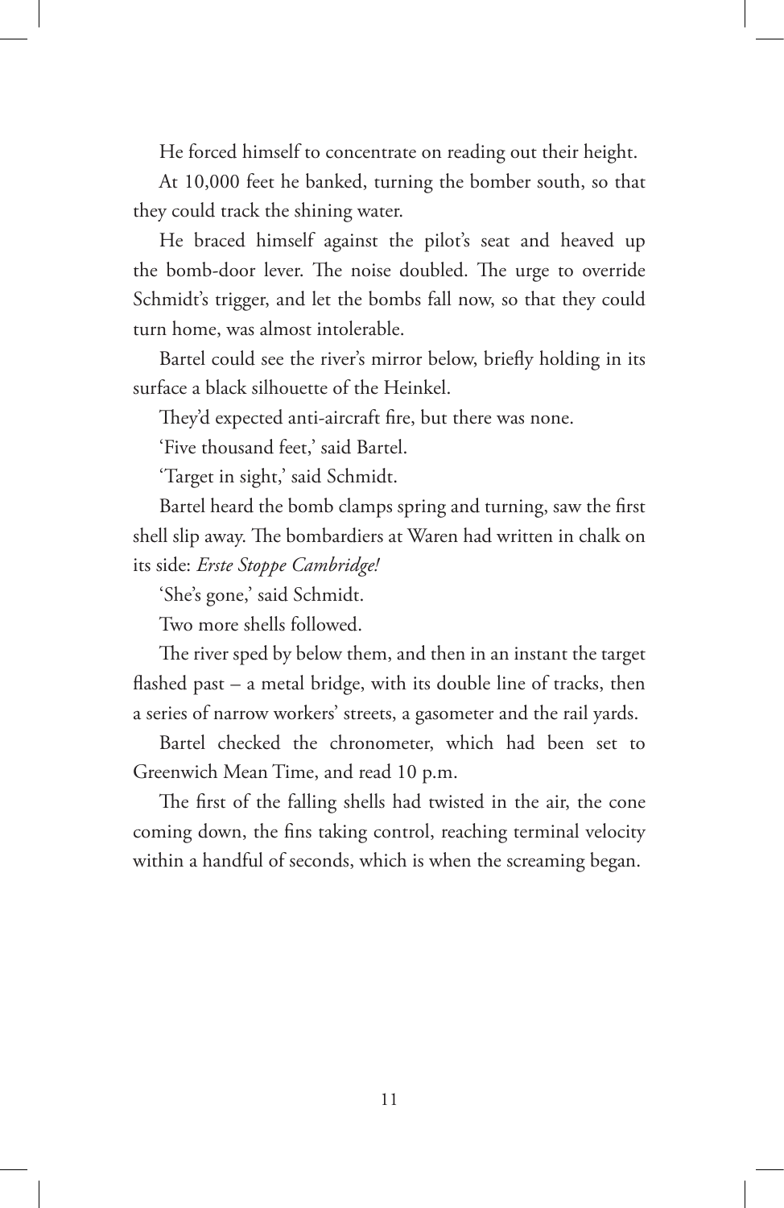He forced himself to concentrate on reading out their height.

At 10,000 feet he banked, turning the bomber south, so that they could track the shining water.

He braced himself against the pilot's seat and heaved up the bomb-door lever. The noise doubled. The urge to override Schmidt's trigger, and let the bombs fall now, so that they could turn home, was almost intolerable.

Bartel could see the river's mirror below, briefly holding in its surface a black silhouette of the Heinkel.

They'd expected anti-aircraft fire, but there was none.

'Five thousand feet,' said Bartel.

'Target in sight,' said Schmidt.

Bartel heard the bomb clamps spring and turning, saw the first shell slip away. The bombardiers at Waren had written in chalk on its side: *Erste Stoppe Cambridge!*

'She's gone,' said Schmidt.

Two more shells followed.

The river sped by below them, and then in an instant the target flashed past – a metal bridge, with its double line of tracks, then a series of narrow workers' streets, a gasometer and the rail yards.

Bartel checked the chronometer, which had been set to Greenwich Mean Time, and read 10 p.m.

The first of the falling shells had twisted in the air, the cone coming down, the fins taking control, reaching terminal velocity within a handful of seconds, which is when the screaming began.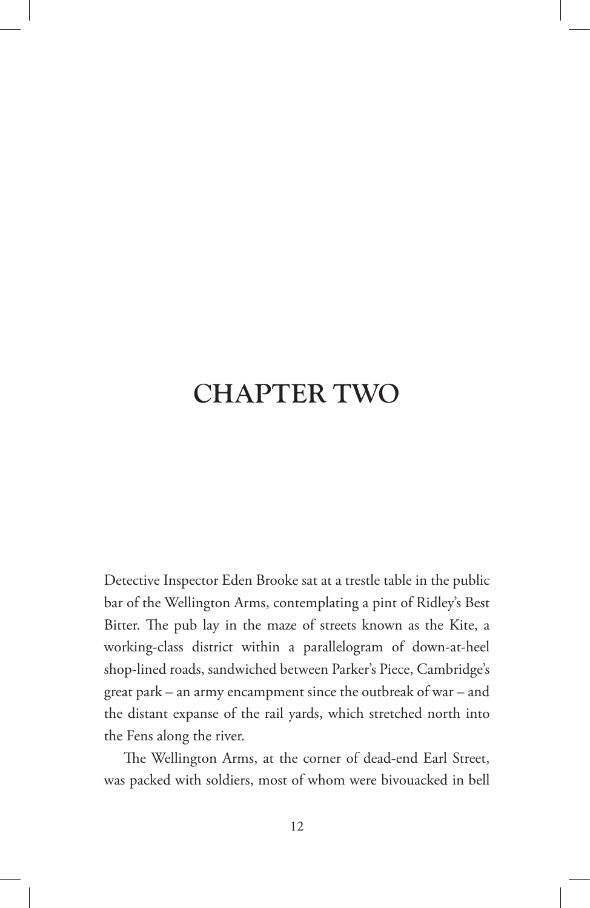# CHAPTER TWO

Detective Inspector Eden Brooke sat at a trestle table in the public bar of the Wellington Arms, contemplating a pint of Ridley's Best Bitter. The pub lay in the maze of streets known as the Kite, a working-class district within a parallelogram of down-at-heel shop-lined roads, sandwiched between Parker's Piece, Cambridge's great park – an army encampment since the outbreak of war – and the distant expanse of the rail yards, which stretched north into the Fens along the river.

The Wellington Arms, at the corner of dead-end Earl Street, was packed with soldiers, most of whom were bivouacked in bell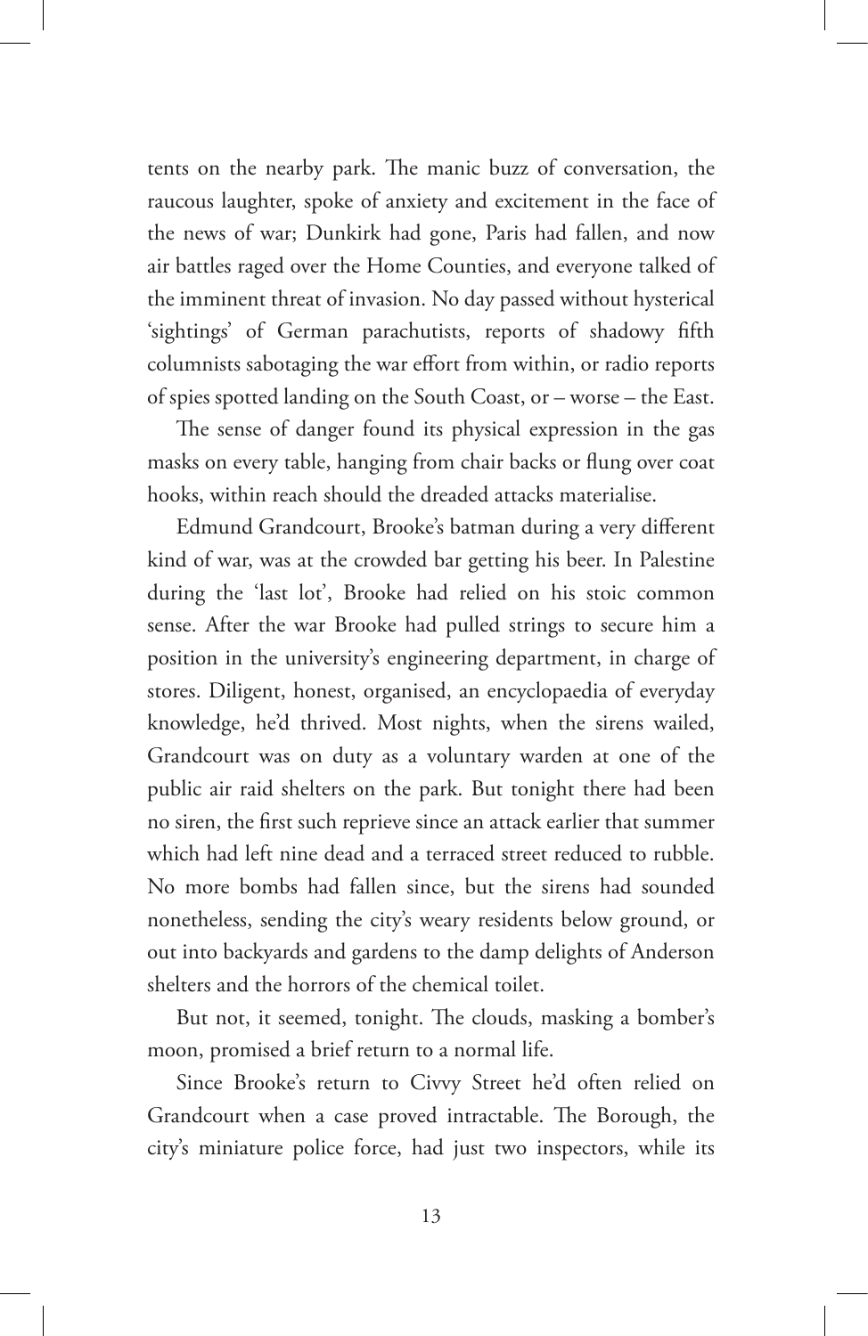tents on the nearby park. The manic buzz of conversation, the raucous laughter, spoke of anxiety and excitement in the face of the news of war; Dunkirk had gone, Paris had fallen, and now air battles raged over the Home Counties, and everyone talked of the imminent threat of invasion. No day passed without hysterical 'sightings' of German parachutists, reports of shadowy fifth columnists sabotaging the war effort from within, or radio reports of spies spotted landing on the South Coast, or – worse – the East.

The sense of danger found its physical expression in the gas masks on every table, hanging from chair backs or flung over coat hooks, within reach should the dreaded attacks materialise.

Edmund Grandcourt, Brooke's batman during a very different kind of war, was at the crowded bar getting his beer. In Palestine during the 'last lot', Brooke had relied on his stoic common sense. After the war Brooke had pulled strings to secure him a position in the university's engineering department, in charge of stores. Diligent, honest, organised, an encyclopaedia of everyday knowledge, he'd thrived. Most nights, when the sirens wailed, Grandcourt was on duty as a voluntary warden at one of the public air raid shelters on the park. But tonight there had been no siren, the first such reprieve since an attack earlier that summer which had left nine dead and a terraced street reduced to rubble. No more bombs had fallen since, but the sirens had sounded nonetheless, sending the city's weary residents below ground, or out into backyards and gardens to the damp delights of Anderson shelters and the horrors of the chemical toilet.

But not, it seemed, tonight. The clouds, masking a bomber's moon, promised a brief return to a normal life.

Since Brooke's return to Civvy Street he'd often relied on Grandcourt when a case proved intractable. The Borough, the city's miniature police force, had just two inspectors, while its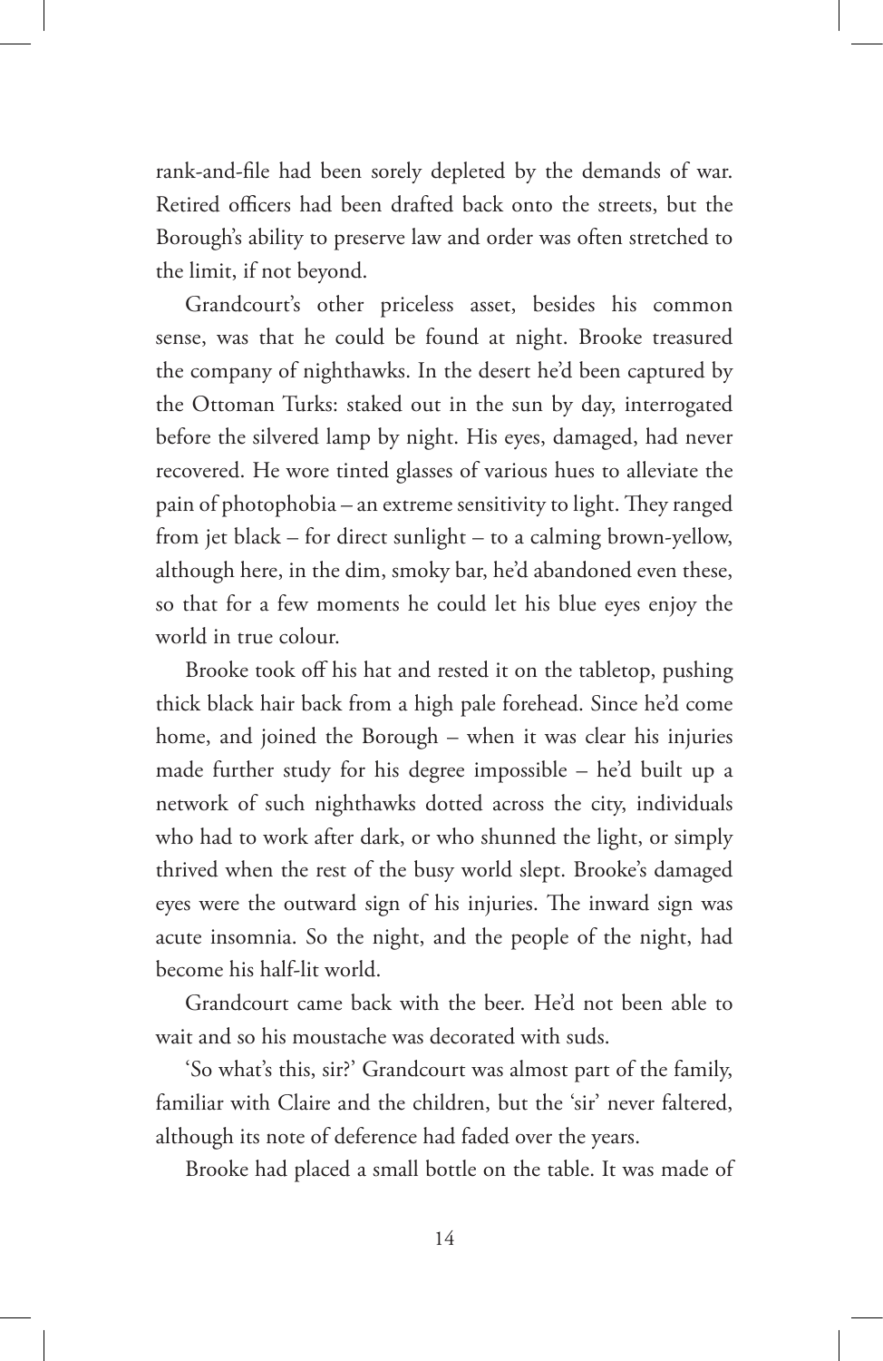rank-and-file had been sorely depleted by the demands of war. Retired officers had been drafted back onto the streets, but the Borough's ability to preserve law and order was often stretched to the limit, if not beyond.

Grandcourt's other priceless asset, besides his common sense, was that he could be found at night. Brooke treasured the company of nighthawks. In the desert he'd been captured by the Ottoman Turks: staked out in the sun by day, interrogated before the silvered lamp by night. His eyes, damaged, had never recovered. He wore tinted glasses of various hues to alleviate the pain of photophobia – an extreme sensitivity to light. They ranged from jet black – for direct sunlight – to a calming brown-yellow, although here, in the dim, smoky bar, he'd abandoned even these, so that for a few moments he could let his blue eyes enjoy the world in true colour.

Brooke took off his hat and rested it on the tabletop, pushing thick black hair back from a high pale forehead. Since he'd come home, and joined the Borough – when it was clear his injuries made further study for his degree impossible – he'd built up a network of such nighthawks dotted across the city, individuals who had to work after dark, or who shunned the light, or simply thrived when the rest of the busy world slept. Brooke's damaged eyes were the outward sign of his injuries. The inward sign was acute insomnia. So the night, and the people of the night, had become his half-lit world.

Grandcourt came back with the beer. He'd not been able to wait and so his moustache was decorated with suds.

'So what's this, sir?' Grandcourt was almost part of the family, familiar with Claire and the children, but the 'sir' never faltered, although its note of deference had faded over the years.

Brooke had placed a small bottle on the table. It was made of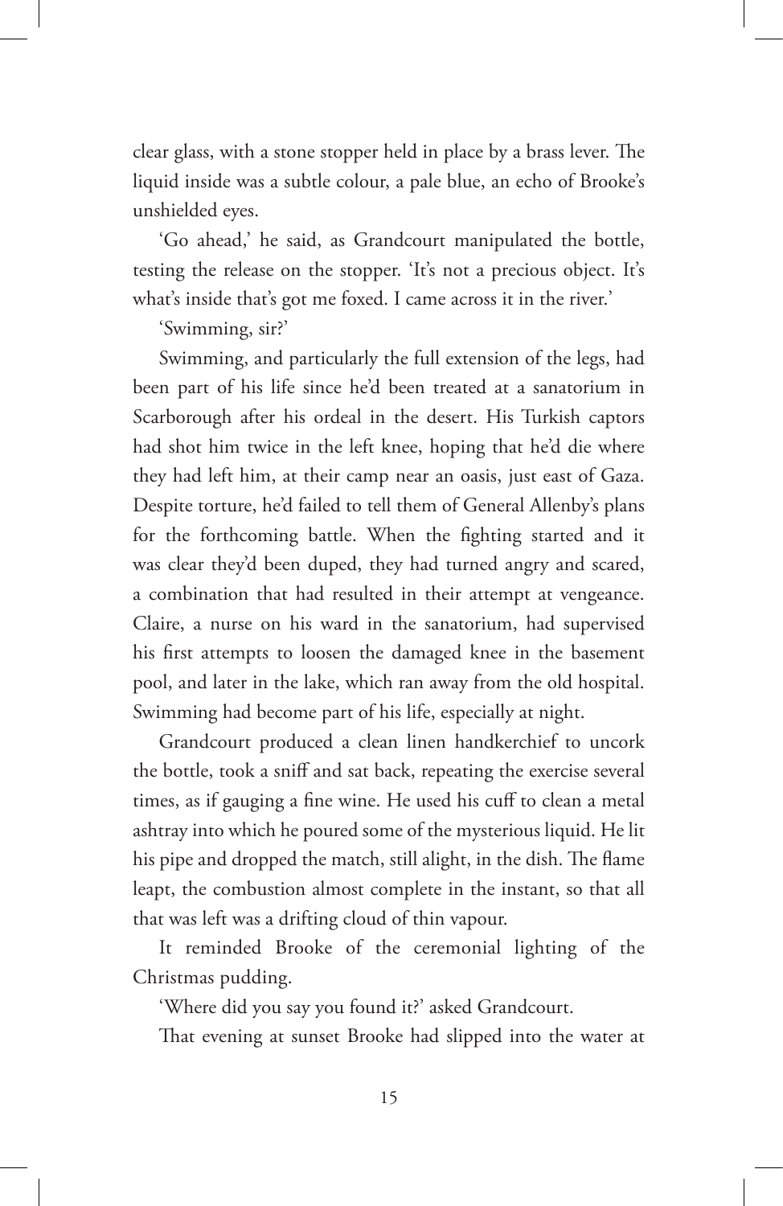clear glass, with a stone stopper held in place by a brass lever. The liquid inside was a subtle colour, a pale blue, an echo of Brooke's unshielded eyes.

'Go ahead,' he said, as Grandcourt manipulated the bottle, testing the release on the stopper. 'It's not a precious object. It's what's inside that's got me foxed. I came across it in the river.'

'Swimming, sir?'

Swimming, and particularly the full extension of the legs, had been part of his life since he'd been treated at a sanatorium in Scarborough after his ordeal in the desert. His Turkish captors had shot him twice in the left knee, hoping that he'd die where they had left him, at their camp near an oasis, just east of Gaza. Despite torture, he'd failed to tell them of General Allenby's plans for the forthcoming battle. When the fighting started and it was clear they'd been duped, they had turned angry and scared, a combination that had resulted in their attempt at vengeance. Claire, a nurse on his ward in the sanatorium, had supervised his first attempts to loosen the damaged knee in the basement pool, and later in the lake, which ran away from the old hospital. Swimming had become part of his life, especially at night.

Grandcourt produced a clean linen handkerchief to uncork the bottle, took a sniff and sat back, repeating the exercise several times, as if gauging a fine wine. He used his cuff to clean a metal ashtray into which he poured some of the mysterious liquid. He lit his pipe and dropped the match, still alight, in the dish. The flame leapt, the combustion almost complete in the instant, so that all that was left was a drifting cloud of thin vapour.

It reminded Brooke of the ceremonial lighting of the Christmas pudding.

'Where did you say you found it?' asked Grandcourt.

That evening at sunset Brooke had slipped into the water at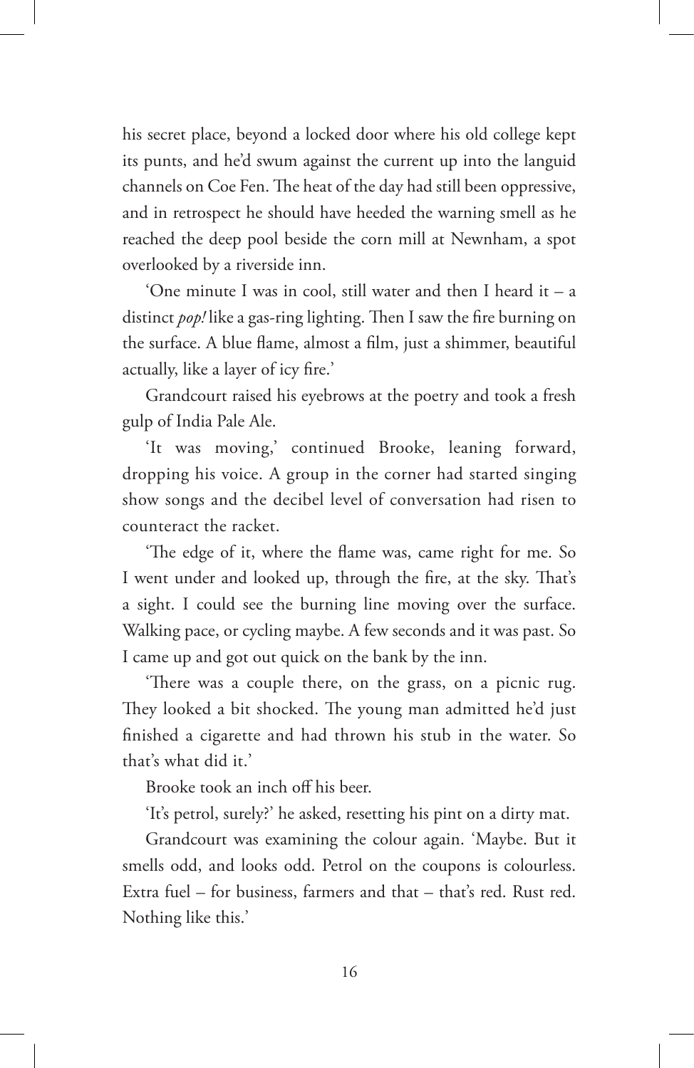his secret place, beyond a locked door where his old college kept its punts, and he'd swum against the current up into the languid channels on Coe Fen. The heat of the day had still been oppressive, and in retrospect he should have heeded the warning smell as he reached the deep pool beside the corn mill at Newnham, a spot overlooked by a riverside inn.

'One minute I was in cool, still water and then I heard it – a distinct *pop!* like a gas-ring lighting. Then I saw the fire burning on the surface. A blue flame, almost a film, just a shimmer, beautiful actually, like a layer of icy fire.'

Grandcourt raised his eyebrows at the poetry and took a fresh gulp of India Pale Ale.

'It was moving,' continued Brooke, leaning forward, dropping his voice. A group in the corner had started singing show songs and the decibel level of conversation had risen to counteract the racket.

'The edge of it, where the flame was, came right for me. So I went under and looked up, through the fire, at the sky. That's a sight. I could see the burning line moving over the surface. Walking pace, or cycling maybe. A few seconds and it was past. So I came up and got out quick on the bank by the inn.

'There was a couple there, on the grass, on a picnic rug. They looked a bit shocked. The young man admitted he'd just finished a cigarette and had thrown his stub in the water. So that's what did it.'

Brooke took an inch off his beer.

'It's petrol, surely?' he asked, resetting his pint on a dirty mat.

Grandcourt was examining the colour again. 'Maybe. But it smells odd, and looks odd. Petrol on the coupons is colourless. Extra fuel – for business, farmers and that – that's red. Rust red. Nothing like this.'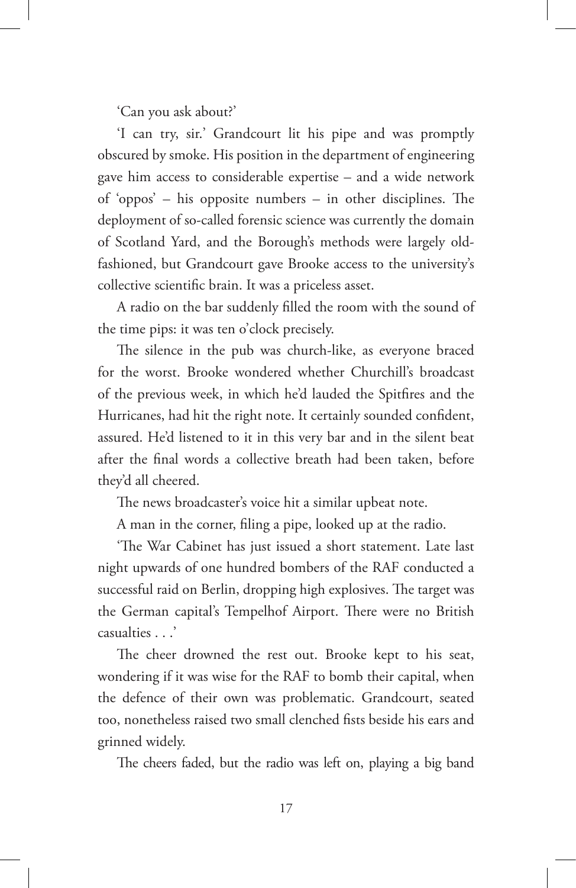'Can you ask about?'

'I can try, sir.' Grandcourt lit his pipe and was promptly obscured by smoke. His position in the department of engineering gave him access to considerable expertise – and a wide network of 'oppos' – his opposite numbers – in other disciplines. The deployment of so-called forensic science was currently the domain of Scotland Yard, and the Borough's methods were largely old-fashioned, but Grandcourt gave Brooke access to the university's collective scientific brain. It was a priceless asset.

A radio on the bar suddenly filled the room with the sound of the time pips: it was ten o'clock precisely.

The silence in the pub was church-like, as everyone braced for the worst. Brooke wondered whether Churchill's broadcast of the previous week, in which he'd lauded the Spitfires and the Hurricanes, had hit the right note. It certainly sounded confident, assured. He'd listened to it in this very bar and in the silent beat after the final words a collective breath had been taken, before they'd all cheered.

The news broadcaster's voice hit a similar upbeat note.

A man in the corner, filing a pipe, looked up at the radio.

'The War Cabinet has just issued a short statement. Late last night upwards of one hundred bombers of the RAF conducted a successful raid on Berlin, dropping high explosives. The target was the German capital's Tempelhof Airport. There were no British casualties . . .'

The cheer drowned the rest out. Brooke kept to his seat, wondering if it was wise for the RAF to bomb their capital, when the defence of their own was problematic. Grandcourt, seated too, nonetheless raised two small clenched fists beside his ears and grinned widely.

The cheers faded, but the radio was left on, playing a big band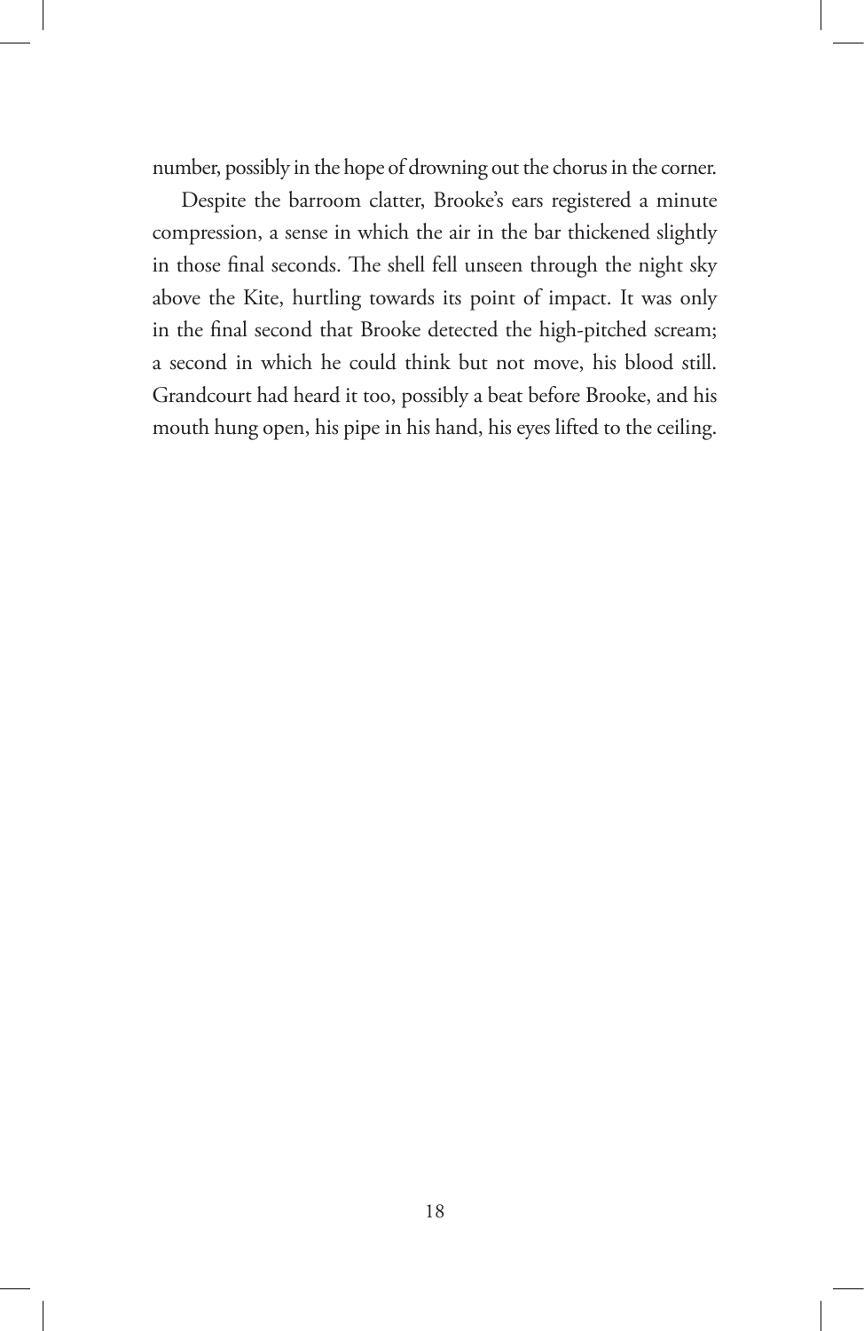number, possibly in the hope of drowning out the chorus in the corner.

Despite the barroom clatter, Brooke's ears registered a minute compression, a sense in which the air in the bar thickened slightly in those final seconds. The shell fell unseen through the night sky above the Kite, hurtling towards its point of impact. It was only in the final second that Brooke detected the high-pitched scream; a second in which he could think but not move, his blood still. Grandcourt had heard it too, possibly a beat before Brooke, and his mouth hung open, his pipe in his hand, his eyes lifted to the ceiling.